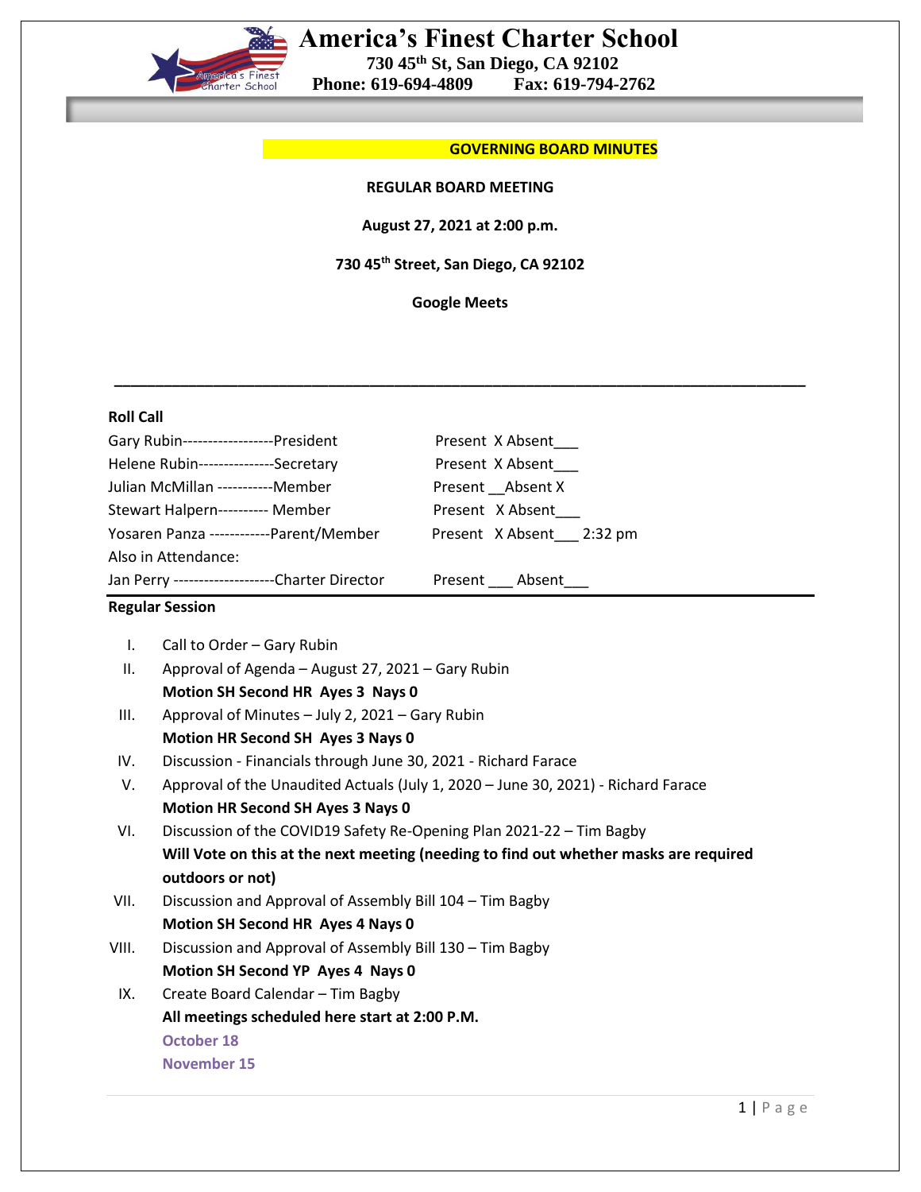# America's Finest Charter School

**730 45th St, San Diego, CA 92102**
**Phone: 619-694-4809 Fax: 619-794-2762**

**GOVERNING BOARD MINUTES**

**REGULAR BOARD MEETING**

**August 27, 2021 at 2:00 p.m.**

**730 45th Street, San Diego, CA 92102**

**Google Meets**

---

**Roll Call**

| | |
|---|---|
| Gary Rubin------------------President | Present X Absent___ |
| Helene Rubin---------------Secretary | Present X Absent___ |
| Julian McMillan -----------Member | Present __Absent X |
| Stewart Halpern---------- Member | Present X Absent___ |
| Yosaren Panza ------------Parent/Member | Present X Absent___ 2:32 pm |
| Also in Attendance: | |
| Jan Perry --------------------Charter Director | Present ___ Absent___ |

**Regular Session**

I. Call to Order – Gary Rubin

II. Approval of Agenda – August 27, 2021 – Gary Rubin
**Motion SH Second HR Ayes 3 Nays 0**

III. Approval of Minutes – July 2, 2021 – Gary Rubin
**Motion HR Second SH Ayes 3 Nays 0**

IV. Discussion - Financials through June 30, 2021 - Richard Farace

V. Approval of the Unaudited Actuals (July 1, 2020 – June 30, 2021) - Richard Farace
**Motion HR Second SH Ayes 3 Nays 0**

VI. Discussion of the COVID19 Safety Re-Opening Plan 2021-22 – Tim Bagby
**Will Vote on this at the next meeting (needing to find out whether masks are required outdoors or not)**

VII. Discussion and Approval of Assembly Bill 104 – Tim Bagby
**Motion SH Second HR Ayes 4 Nays 0**

VIII. Discussion and Approval of Assembly Bill 130 – Tim Bagby
**Motion SH Second YP Ayes 4 Nays 0**

IX. Create Board Calendar – Tim Bagby
**All meetings scheduled here start at 2:00 P.M.**
**October 18**
**November 15**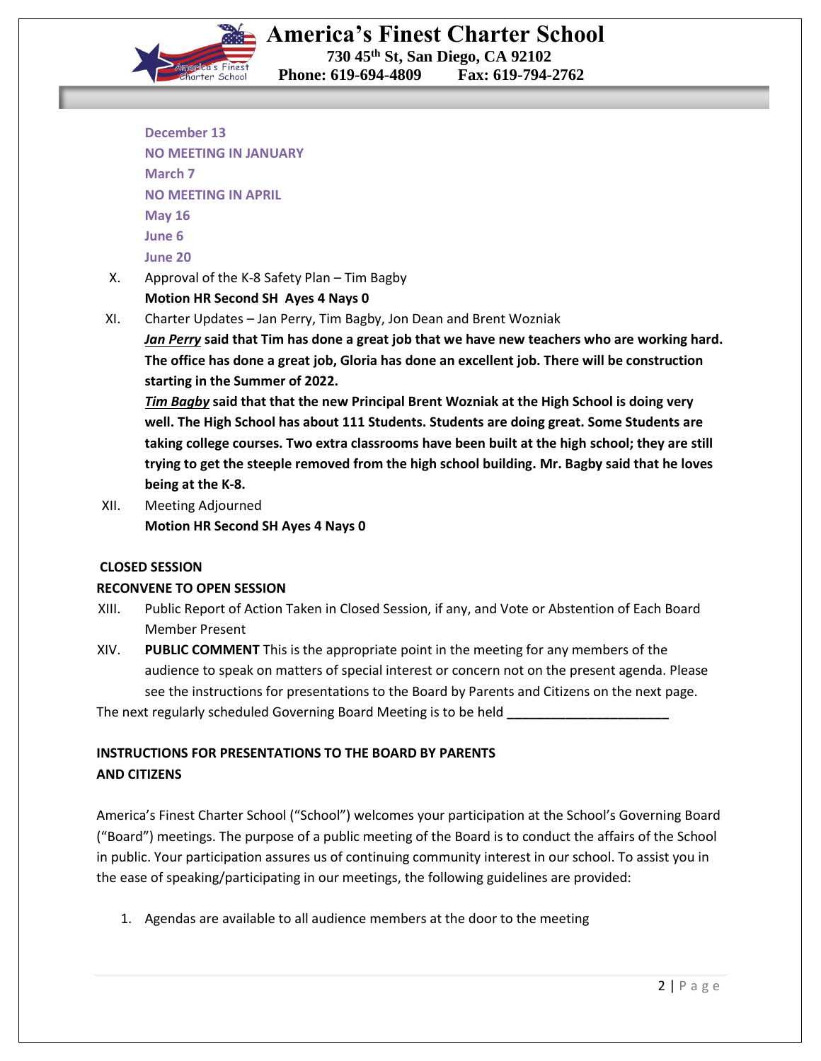December 13
NO MEETING IN JANUARY
March 7
NO MEETING IN APRIL
May 16
June 6
June 20

X. Approval of the K-8 Safety Plan – Tim Bagby
**Motion HR Second SH Ayes 4 Nays 0**

XI. Charter Updates – Jan Perry, Tim Bagby, Jon Dean and Brent Wozniak
***Jan Perry*** **said that Tim has done a great job that we have new teachers who are working hard. The office has done a great job, Gloria has done an excellent job. There will be construction starting in the Summer of 2022.**
***Tim Bagby*** **said that that the new Principal Brent Wozniak at the High School is doing very well. The High School has about 111 Students. Students are doing great. Some Students are taking college courses. Two extra classrooms have been built at the high school; they are still trying to get the steeple removed from the high school building. Mr. Bagby said that he loves being at the K-8.**

XII. Meeting Adjourned
**Motion HR Second SH Ayes 4 Nays 0**

**CLOSED SESSION**

**RECONVENE TO OPEN SESSION**

XIII. Public Report of Action Taken in Closed Session, if any, and Vote or Abstention of Each Board Member Present

XIV. **PUBLIC COMMENT** This is the appropriate point in the meeting for any members of the audience to speak on matters of special interest or concern not on the present agenda. Please see the instructions for presentations to the Board by Parents and Citizens on the next page.

The next regularly scheduled Governing Board Meeting is to be held **______________________**

**INSTRUCTIONS FOR PRESENTATIONS TO THE BOARD BY PARENTS AND CITIZENS**

America's Finest Charter School ("School") welcomes your participation at the School's Governing Board ("Board") meetings. The purpose of a public meeting of the Board is to conduct the affairs of the School in public. Your participation assures us of continuing community interest in our school. To assist you in the ease of speaking/participating in our meetings, the following guidelines are provided:

1. Agendas are available to all audience members at the door to the meeting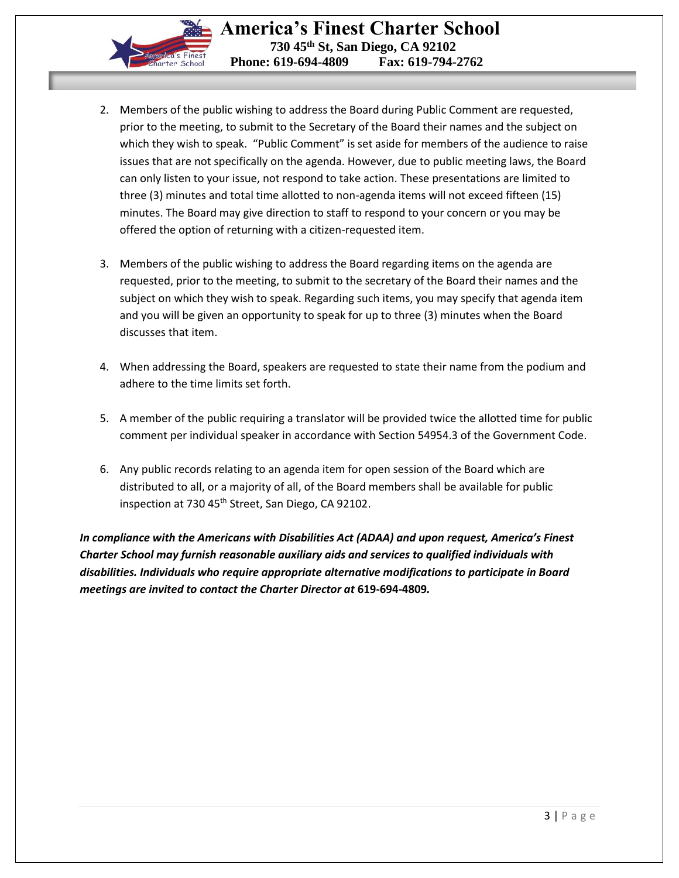2. Members of the public wishing to address the Board during Public Comment are requested, prior to the meeting, to submit to the Secretary of the Board their names and the subject on which they wish to speak. "Public Comment" is set aside for members of the audience to raise issues that are not specifically on the agenda. However, due to public meeting laws, the Board can only listen to your issue, not respond to take action. These presentations are limited to three (3) minutes and total time allotted to non-agenda items will not exceed fifteen (15) minutes. The Board may give direction to staff to respond to your concern or you may be offered the option of returning with a citizen-requested item.

3. Members of the public wishing to address the Board regarding items on the agenda are requested, prior to the meeting, to submit to the secretary of the Board their names and the subject on which they wish to speak. Regarding such items, you may specify that agenda item and you will be given an opportunity to speak for up to three (3) minutes when the Board discusses that item.

4. When addressing the Board, speakers are requested to state their name from the podium and adhere to the time limits set forth.

5. A member of the public requiring a translator will be provided twice the allotted time for public comment per individual speaker in accordance with Section 54954.3 of the Government Code.

6. Any public records relating to an agenda item for open session of the Board which are distributed to all, or a majority of all, of the Board members shall be available for public inspection at 730 45th Street, San Diego, CA 92102.

***In compliance with the Americans with Disabilities Act (ADAA) and upon request, America's Finest Charter School may furnish reasonable auxiliary aids and services to qualified individuals with disabilities. Individuals who require appropriate alternative modifications to participate in Board meetings are invited to contact the Charter Director at* 619-694-4809*.***